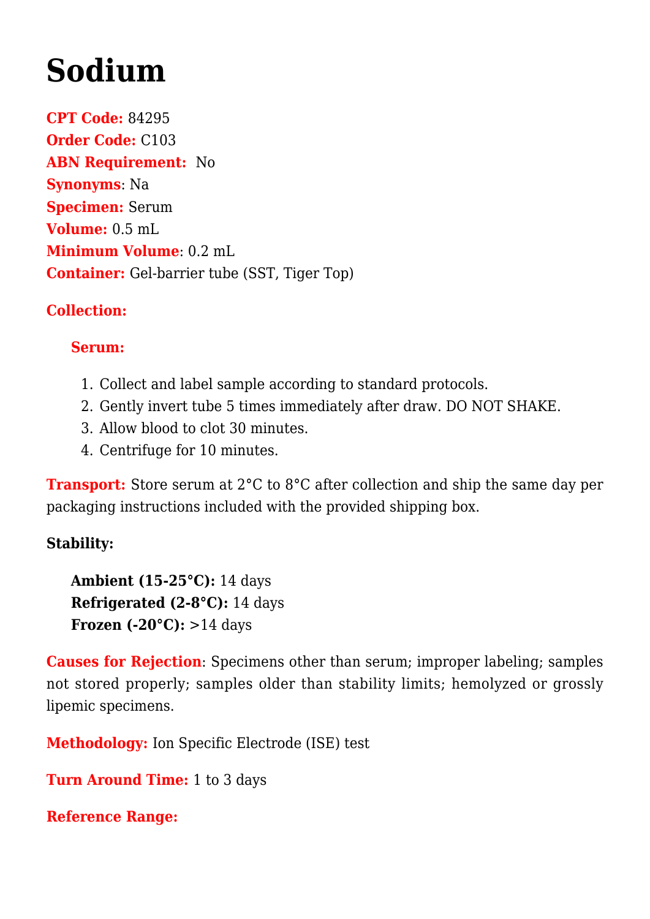# Sodium

**CPT Code:** 84295
**Order Code:** C103
**ABN Requirement:** No
**Synonyms**: Na
**Specimen:** Serum
**Volume:** 0.5 mL
**Minimum Volume**: 0.2 mL
**Container:** Gel-barrier tube (SST, Tiger Top)

**Collection:**

**Serum:**

1. Collect and label sample according to standard protocols.
2. Gently invert tube 5 times immediately after draw. DO NOT SHAKE.
3. Allow blood to clot 30 minutes.
4. Centrifuge for 10 minutes.

**Transport:** Store serum at 2°C to 8°C after collection and ship the same day per packaging instructions included with the provided shipping box.

**Stability:**

**Ambient (15-25°C):** 14 days
**Refrigerated (2-8°C):** 14 days
**Frozen (-20°C):** >14 days

**Causes for Rejection**: Specimens other than serum; improper labeling; samples not stored properly; samples older than stability limits; hemolyzed or grossly lipemic specimens.

**Methodology:** Ion Specific Electrode (ISE) test

**Turn Around Time:** 1 to 3 days

**Reference Range:**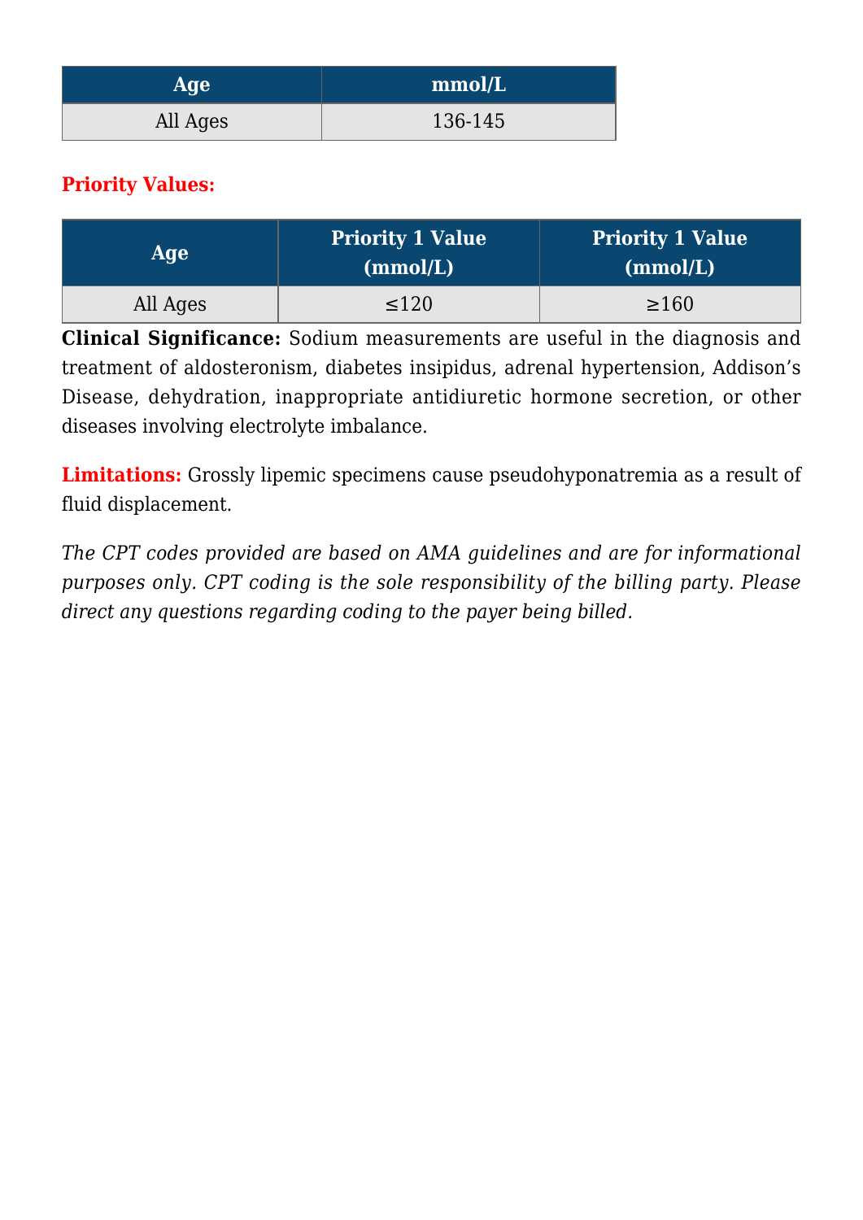| Age | mmol/L |
| --- | --- |
| All Ages | 136-145 |

**Priority Values:**

| Age | Priority 1 Value (mmol/L) | Priority 1 Value (mmol/L) |
| --- | --- | --- |
| All Ages | ≤120 | ≥160 |

**Clinical Significance:** Sodium measurements are useful in the diagnosis and treatment of aldosteronism, diabetes insipidus, adrenal hypertension, Addison's Disease, dehydration, inappropriate antidiuretic hormone secretion, or other diseases involving electrolyte imbalance.

**Limitations:** Grossly lipemic specimens cause pseudohyponatremia as a result of fluid displacement.

*The CPT codes provided are based on AMA guidelines and are for informational purposes only. CPT coding is the sole responsibility of the billing party. Please direct any questions regarding coding to the payer being billed.*